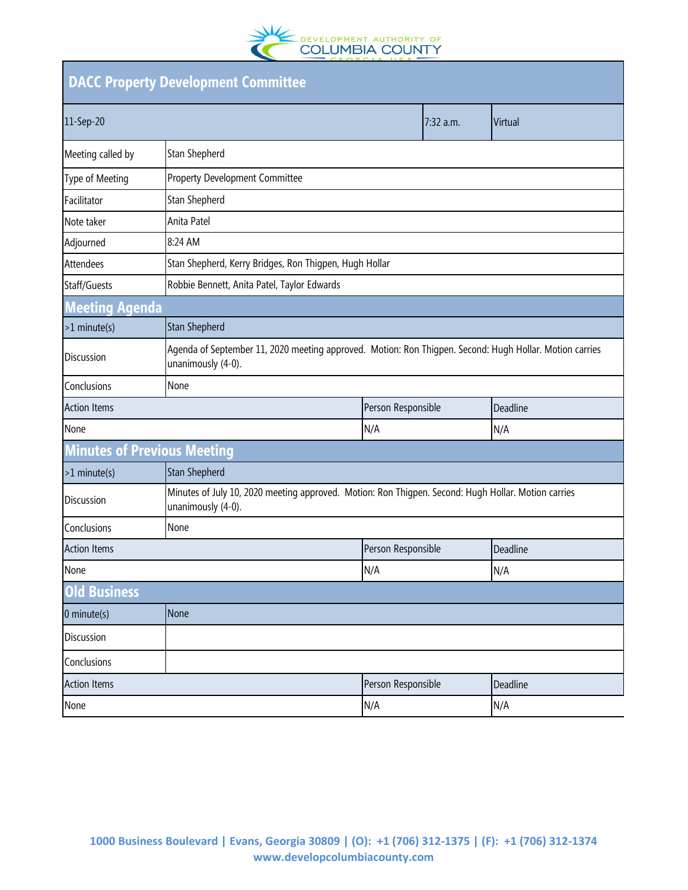# DACC Property Development Committee

| 11-Sep-20 | | 7:32 a.m. | Virtual |
|---|---|---|---|
| Meeting called by | Stan Shepherd | | |
| Type of Meeting | Property Development Committee | | |
| Facilitator | Stan Shepherd | | |
| Note taker | Anita Patel | | |
| Adjourned | 8:24 AM | | |
| Attendees | Stan Shepherd, Kerry Bridges, Ron Thigpen, Hugh Hollar | | |
| Staff/Guests | Robbie Bennett, Anita Patel, Taylor Edwards | | |

## Meeting Agenda

| >1 minute(s) | Stan Shepherd | |
|---|---|---|
| Discussion | Agenda of September 11, 2020 meeting approved. Motion: Ron Thigpen. Second: Hugh Hollar. Motion carries unanimously (4-0). | |
| Conclusions | None | |
| **Action Items** | **Person Responsible** | **Deadline** |
| None | N/A | N/A |

## Minutes of Previous Meeting

| >1 minute(s) | Stan Shepherd | |
|---|---|---|
| Discussion | Minutes of July 10, 2020 meeting approved. Motion: Ron Thigpen. Second: Hugh Hollar. Motion carries unanimously (4-0). | |
| Conclusions | None | |
| **Action Items** | **Person Responsible** | **Deadline** |
| None | N/A | N/A |

## Old Business

| 0 minute(s) | None | |
|---|---|---|
| Discussion | | |
| Conclusions | | |
| **Action Items** | **Person Responsible** | **Deadline** |
| None | N/A | N/A |

**1000 Business Boulevard | Evans, Georgia 30809 | (O): +1 (706) 312-1375 | (F): +1 (706) 312-1374**
**www.developcolumbiacounty.com**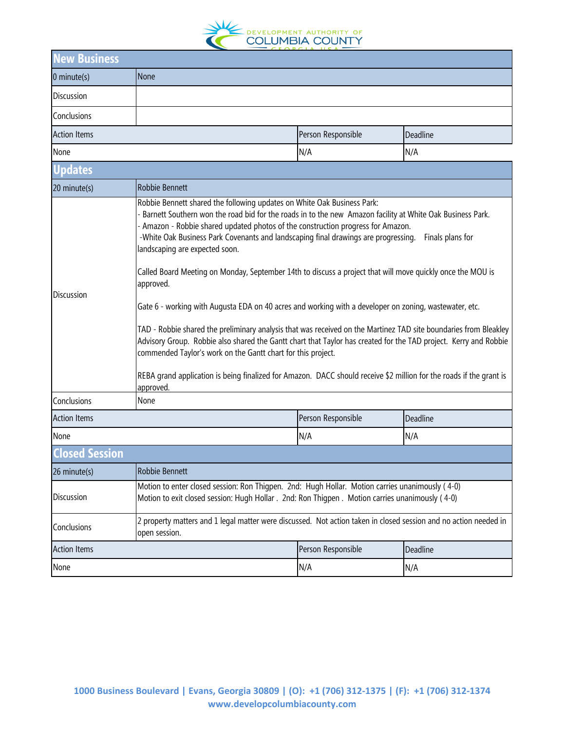## New Business

| 0 minute(s) | None | | |
|---|---|---|---|
| Discussion | | | |
| Conclusions | | | |
| Action Items | | Person Responsible | Deadline |
| None | | N/A | N/A |

## Updates

| 20 minute(s) | Robbie Bennett | | |
|---|---|---|---|
| Discussion | Robbie Bennett shared the following updates on White Oak Business Park:<br>- Barnett Southern won the road bid for the roads in to the new Amazon facility at White Oak Business Park.<br>- Amazon - Robbie shared updated photos of the construction progress for Amazon.<br>-White Oak Business Park Covenants and landscaping final drawings are progressing. Finals plans for landscaping are expected soon.<br><br>Called Board Meeting on Monday, September 14th to discuss a project that will move quickly once the MOU is approved.<br><br>Gate 6 - working with Augusta EDA on 40 acres and working with a developer on zoning, wastewater, etc.<br><br>TAD - Robbie shared the preliminary analysis that was received on the Martinez TAD site boundaries from Bleakley Advisory Group. Robbie also shared the Gantt chart that Taylor has created for the TAD project. Kerry and Robbie commended Taylor's work on the Gantt chart for this project.<br><br>REBA grand application is being finalized for Amazon. DACC should receive $2 million for the roads if the grant is approved. | | |
| Conclusions | None | | |
| Action Items | | Person Responsible | Deadline |
| None | | N/A | N/A |

## Closed Session

| 26 minute(s) | Robbie Bennett | | |
|---|---|---|---|
| Discussion | Motion to enter closed session: Ron Thigpen. 2nd: Hugh Hollar. Motion carries unanimously ( 4-0)<br>Motion to exit closed session: Hugh Hollar . 2nd: Ron Thigpen . Motion carries unanimously ( 4-0) | | |
| Conclusions | 2 property matters and 1 legal matter were discussed. Not action taken in closed session and no action needed in open session. | | |
| Action Items | | Person Responsible | Deadline |
| None | | N/A | N/A |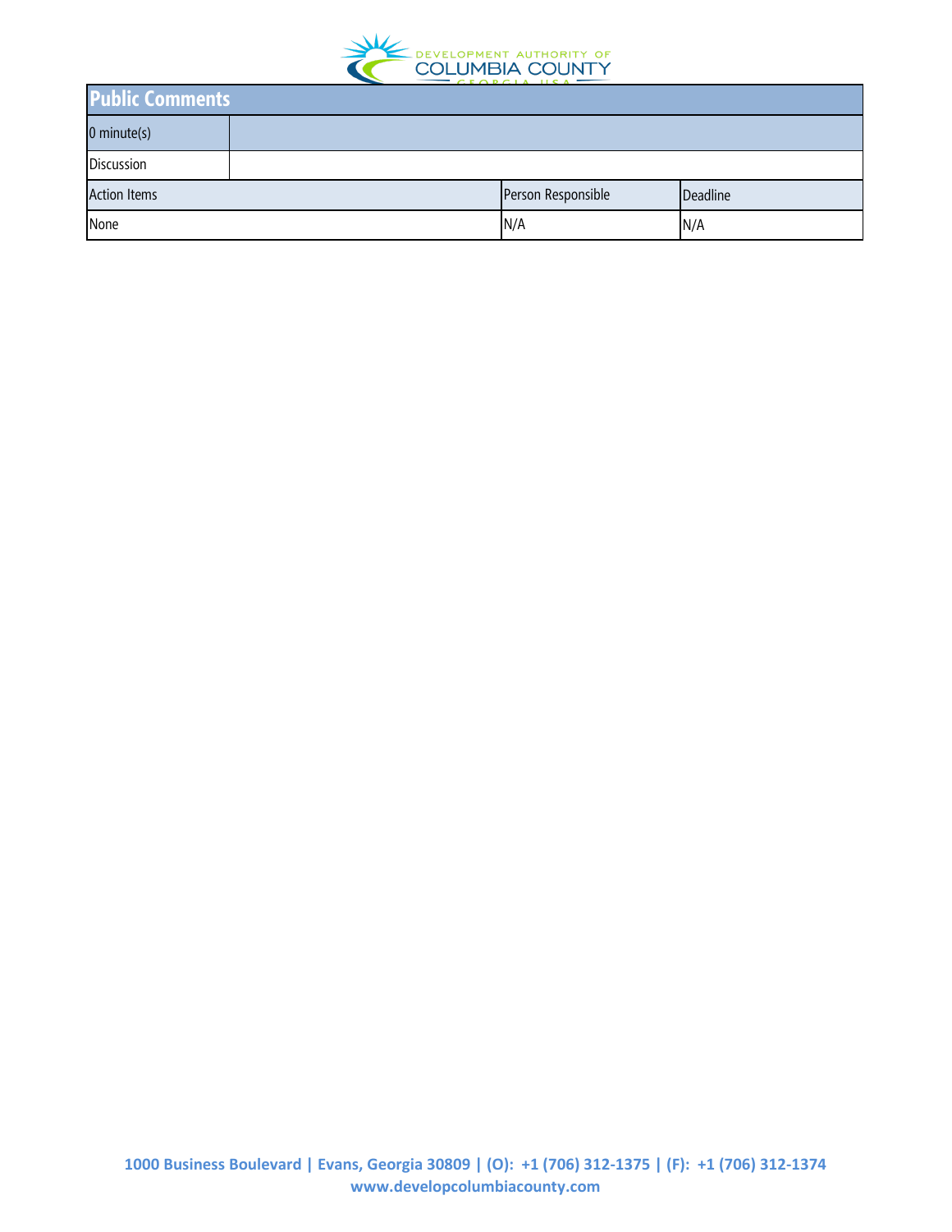| Public Comments | | |
|---|---|---|
| 0 minute(s) | | |
| Discussion | | |
| Action Items | Person Responsible | Deadline |
| None | N/A | N/A |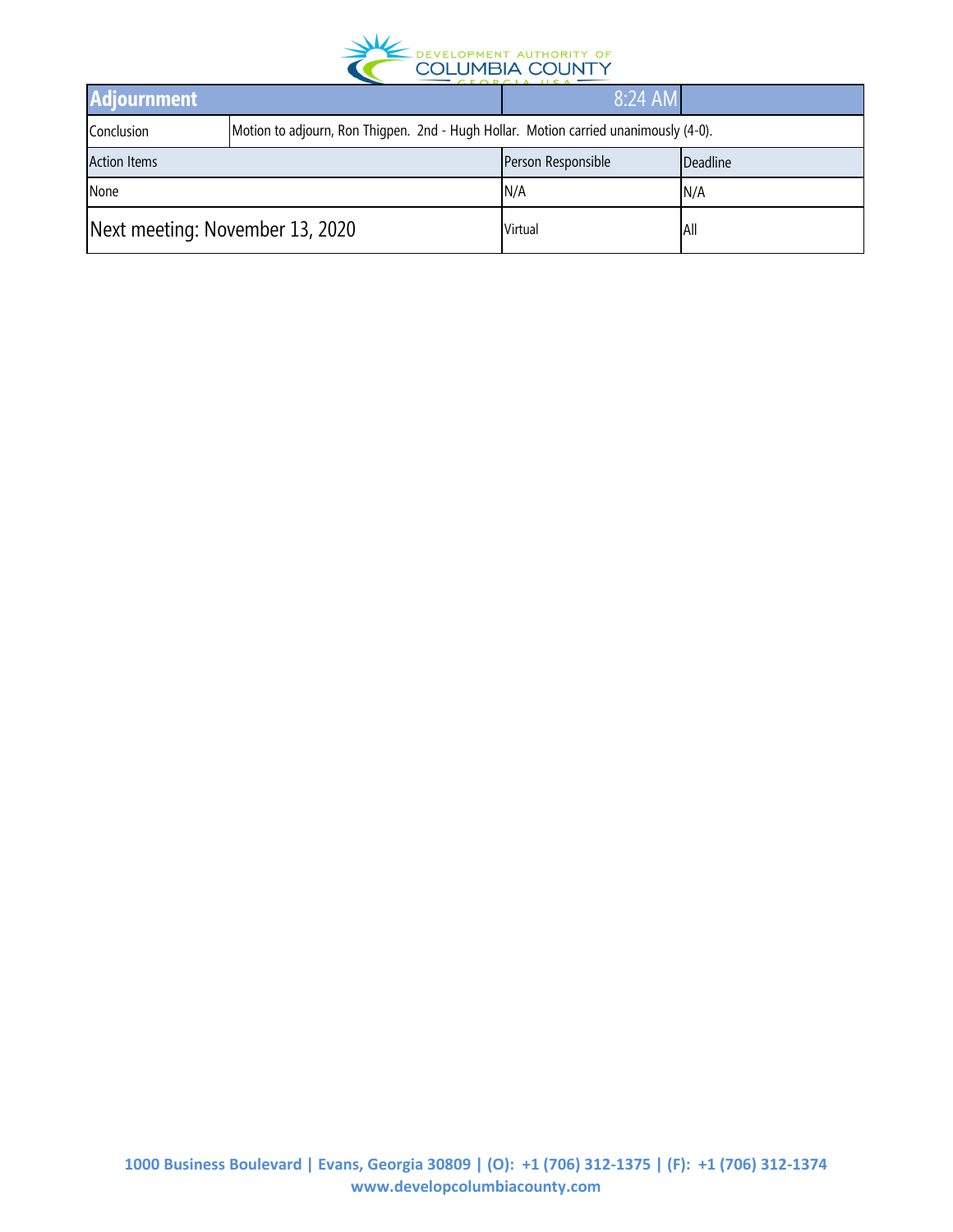| Adjournment | | 8:24 AM | |
| --- | --- | --- | --- |
| Conclusion | Motion to adjourn, Ron Thigpen. 2nd - Hugh Hollar. Motion carried unanimously (4-0). | | |
| Action Items | | Person Responsible | Deadline |
| None | | N/A | N/A |
| Next meeting: November 13, 2020 | | Virtual | All |

**1000 Business Boulevard | Evans, Georgia 30809 | (O): +1 (706) 312-1375 | (F): +1 (706) 312-1374**
**www.developcolumbiacounty.com**